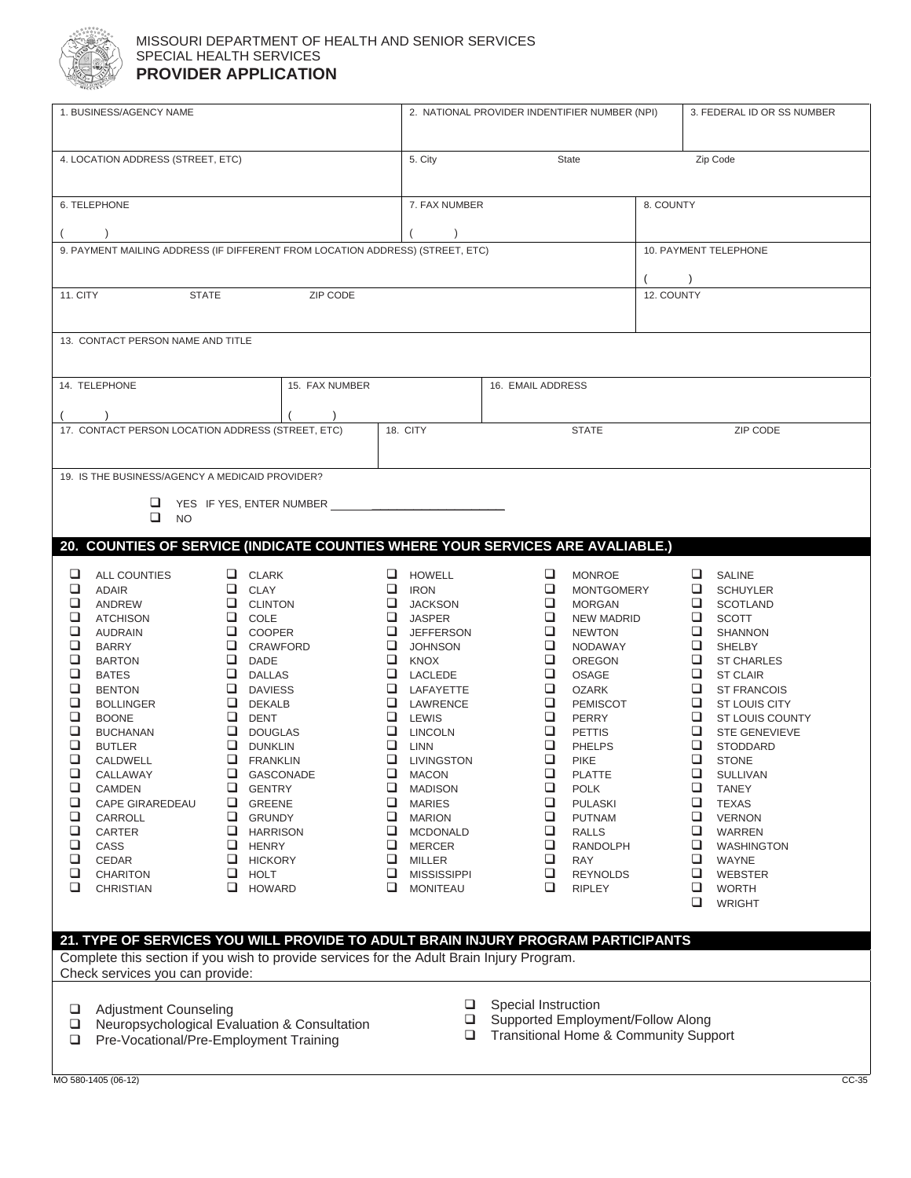MISSOURI DEPARTMENT OF HEALTH AND SENIOR SERVICES
SPECIAL HEALTH SERVICES

# PROVIDER APPLICATION

| 1. BUSINESS/AGENCY NAME | 2. NATIONAL PROVIDER INDENTIFIER NUMBER (NPI) | 3. FEDERAL ID OR SS NUMBER |
|---|---|---|
| 4. LOCATION ADDRESS (STREET, ETC) | 5. City State Zip Code | |
| 6. TELEPHONE ( ) | 7. FAX NUMBER ( ) | 8. COUNTY |
| 9. PAYMENT MAILING ADDRESS (IF DIFFERENT FROM LOCATION ADDRESS) (STREET, ETC) | | 10. PAYMENT TELEPHONE ( ) |
| 11. CITY STATE ZIP CODE | | 12. COUNTY |

| 13. CONTACT PERSON NAME AND TITLE | | |
|---|---|---|
| 14. TELEPHONE ( ) | 15. FAX NUMBER ( ) | 16. EMAIL ADDRESS |
| 17. CONTACT PERSON LOCATION ADDRESS (STREET, ETC) | 18. CITY STATE ZIP CODE | |

19. IS THE BUSINESS/AGENCY A MEDICAID PROVIDER?

- ☐ YES IF YES, ENTER NUMBER ____________________
- ☐ NO

## 20. COUNTIES OF SERVICE (INDICATE COUNTIES WHERE YOUR SERVICES ARE AVALIABLE.)

| | | | | |
|---|---|---|---|---|
| ☐ ALL COUNTIES | ☐ CLARK | ☐ HOWELL | ☐ MONROE | ☐ SALINE |
| ☐ ADAIR | ☐ CLAY | ☐ IRON | ☐ MONTGOMERY | ☐ SCHUYLER |
| ☐ ANDREW | ☐ CLINTON | ☐ JACKSON | ☐ MORGAN | ☐ SCOTLAND |
| ☐ ATCHISON | ☐ COLE | ☐ JASPER | ☐ NEW MADRID | ☐ SCOTT |
| ☐ AUDRAIN | ☐ COOPER | ☐ JEFFERSON | ☐ NEWTON | ☐ SHANNON |
| ☐ BARRY | ☐ CRAWFORD | ☐ JOHNSON | ☐ NODAWAY | ☐ SHELBY |
| ☐ BARTON | ☐ DADE | ☐ KNOX | ☐ OREGON | ☐ ST CHARLES |
| ☐ BATES | ☐ DALLAS | ☐ LACLEDE | ☐ OSAGE | ☐ ST CLAIR |
| ☐ BENTON | ☐ DAVIESS | ☐ LAFAYETTE | ☐ OZARK | ☐ ST FRANCOIS |
| ☐ BOLLINGER | ☐ DEKALB | ☐ LAWRENCE | ☐ PEMISCOT | ☐ ST LOUIS CITY |
| ☐ BOONE | ☐ DENT | ☐ LEWIS | ☐ PERRY | ☐ ST LOUIS COUNTY |
| ☐ BUCHANAN | ☐ DOUGLAS | ☐ LINCOLN | ☐ PETTIS | ☐ STE GENEVIEVE |
| ☐ BUTLER | ☐ DUNKLIN | ☐ LINN | ☐ PHELPS | ☐ STODDARD |
| ☐ CALDWELL | ☐ FRANKLIN | ☐ LIVINGSTON | ☐ PIKE | ☐ STONE |
| ☐ CALLAWAY | ☐ GASCONADE | ☐ MACON | ☐ PLATTE | ☐ SULLIVAN |
| ☐ CAMDEN | ☐ GENTRY | ☐ MADISON | ☐ POLK | ☐ TANEY |
| ☐ CAPE GIRAREDEAU | ☐ GREENE | ☐ MARIES | ☐ PULASKI | ☐ TEXAS |
| ☐ CARROLL | ☐ GRUNDY | ☐ MARION | ☐ PUTNAM | ☐ VERNON |
| ☐ CARTER | ☐ HARRISON | ☐ MCDONALD | ☐ RALLS | ☐ WARREN |
| ☐ CASS | ☐ HENRY | ☐ MERCER | ☐ RANDOLPH | ☐ WASHINGTON |
| ☐ CEDAR | ☐ HICKORY | ☐ MILLER | ☐ RAY | ☐ WAYNE |
| ☐ CHARITON | ☐ HOLT | ☐ MISSISSIPPI | ☐ REYNOLDS | ☐ WEBSTER |
| ☐ CHRISTIAN | ☐ HOWARD | ☐ MONITEAU | ☐ RIPLEY | ☐ WORTH |
| | | | | ☐ WRIGHT |

## 21. TYPE OF SERVICES YOU WILL PROVIDE TO ADULT BRAIN INJURY PROGRAM PARTICIPANTS

Complete this section if you wish to provide services for the Adult Brain Injury Program.
Check services you can provide:

- ☐ Adjustment Counseling
- ☐ Neuropsychological Evaluation & Consultation
- ☐ Pre-Vocational/Pre-Employment Training
- ☐ Special Instruction
- ☐ Supported Employment/Follow Along
- ☐ Transitional Home & Community Support

MO 580-1405 (06-12) CC-35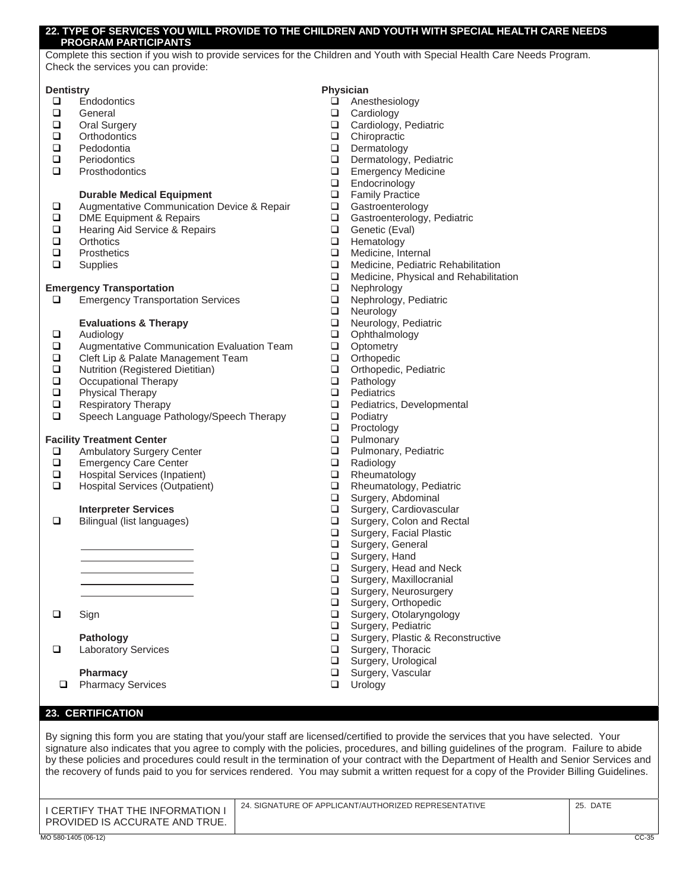## 22. TYPE OF SERVICES YOU WILL PROVIDE TO THE CHILDREN AND YOUTH WITH SPECIAL HEALTH CARE NEEDS PROGRAM PARTICIPANTS

Complete this section if you wish to provide services for the Children and Youth with Special Health Care Needs Program. Check the services you can provide:

**Dentistry**

- ☐ Endodontics
- ☐ General
- ☐ Oral Surgery
- ☐ Orthodontics
- ☐ Pedodontia
- ☐ Periodontics
- ☐ Prosthodontics

**Durable Medical Equipment**

- ☐ Augmentative Communication Device & Repair
- ☐ DME Equipment & Repairs
- ☐ Hearing Aid Service & Repairs
- ☐ Orthotics
- ☐ Prosthetics
- ☐ Supplies

**Emergency Transportation**

- ☐ Emergency Transportation Services

**Evaluations & Therapy**

- ☐ Audiology
- ☐ Augmentative Communication Evaluation Team
- ☐ Cleft Lip & Palate Management Team
- ☐ Nutrition (Registered Dietitian)
- ☐ Occupational Therapy
- ☐ Physical Therapy
- ☐ Respiratory Therapy
- ☐ Speech Language Pathology/Speech Therapy

**Facility Treatment Center**

- ☐ Ambulatory Surgery Center
- ☐ Emergency Care Center
- ☐ Hospital Services (Inpatient)
- ☐ Hospital Services (Outpatient)

**Interpreter Services**

- ☐ Bilingual (list languages)

  ____________________
  ____________________
  ____________________
  ____________________
  ____________________

- ☐ Sign

**Pathology**

- ☐ Laboratory Services

**Pharmacy**

- ☐ Pharmacy Services

**Physician**

- ☐ Anesthesiology
- ☐ Cardiology
- ☐ Cardiology, Pediatric
- ☐ Chiropractic
- ☐ Dermatology
- ☐ Dermatology, Pediatric
- ☐ Emergency Medicine
- ☐ Endocrinology
- ☐ Family Practice
- ☐ Gastroenterology
- ☐ Gastroenterology, Pediatric
- ☐ Genetic (Eval)
- ☐ Hematology
- ☐ Medicine, Internal
- ☐ Medicine, Pediatric Rehabilitation
- ☐ Medicine, Physical and Rehabilitation
- ☐ Nephrology
- ☐ Nephrology, Pediatric
- ☐ Neurology
- ☐ Neurology, Pediatric
- ☐ Ophthalmology
- ☐ Optometry
- ☐ Orthopedic
- ☐ Orthopedic, Pediatric
- ☐ Pathology
- ☐ Pediatrics
- ☐ Pediatrics, Developmental
- ☐ Podiatry
- ☐ Proctology
- ☐ Pulmonary
- ☐ Pulmonary, Pediatric
- ☐ Radiology
- ☐ Rheumatology
- ☐ Rheumatology, Pediatric
- ☐ Surgery, Abdominal
- ☐ Surgery, Cardiovascular
- ☐ Surgery, Colon and Rectal
- ☐ Surgery, Facial Plastic
- ☐ Surgery, General
- ☐ Surgery, Hand
- ☐ Surgery, Head and Neck
- ☐ Surgery, Maxillocranial
- ☐ Surgery, Neurosurgery
- ☐ Surgery, Orthopedic
- ☐ Surgery, Otolaryngology
- ☐ Surgery, Pediatric
- ☐ Surgery, Plastic & Reconstructive
- ☐ Surgery, Thoracic
- ☐ Surgery, Urological
- ☐ Surgery, Vascular
- ☐ Urology

## 23. CERTIFICATION

By signing this form you are stating that you/your staff are licensed/certified to provide the services that you have selected. Your signature also indicates that you agree to comply with the policies, procedures, and billing guidelines of the program. Failure to abide by these policies and procedures could result in the termination of your contract with the Department of Health and Senior Services and the recovery of funds paid to you for services rendered. You may submit a written request for a copy of the Provider Billing Guidelines.

| | | |
|---|---|---|
| I CERTIFY THAT THE INFORMATION I PROVIDED IS ACCURATE AND TRUE. | 24. SIGNATURE OF APPLICANT/AUTHORIZED REPRESENTATIVE | 25. DATE |

MO 580-1405 (06-12) CC-35